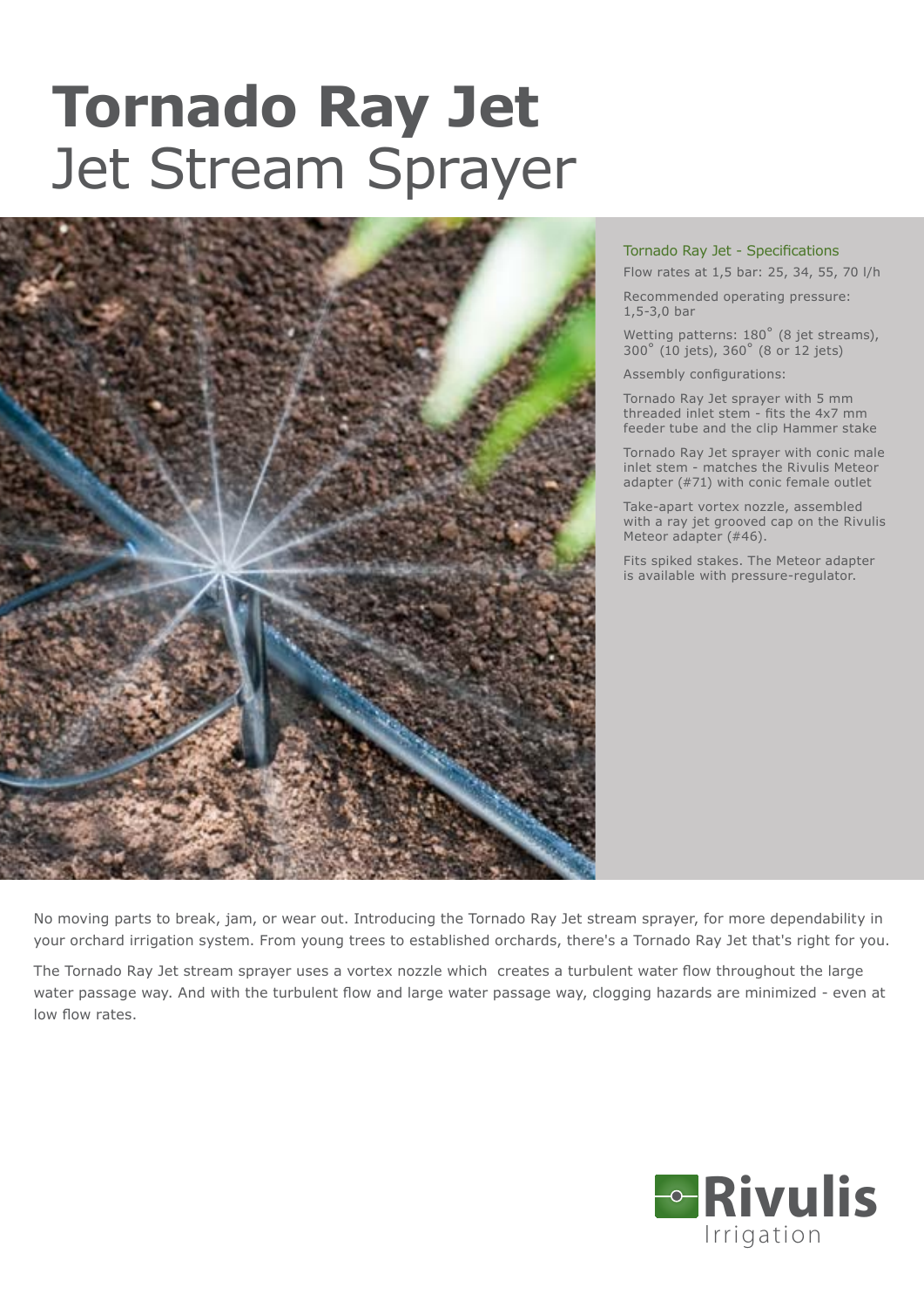# Tornado Ray Jet
## Jet Stream Sprayer

### Tornado Ray Jet - Specifications

Flow rates at 1,5 bar: 25, 34, 55, 70 l/h

Recommended operating pressure: 1,5-3,0 bar

Wetting patterns: 180˚ (8 jet streams), 300˚ (10 jets), 360˚ (8 or 12 jets)

Assembly configurations:

Tornado Ray Jet sprayer with 5 mm threaded inlet stem - fits the 4x7 mm feeder tube and the clip Hammer stake

Tornado Ray Jet sprayer with conic male inlet stem - matches the Rivulis Meteor adapter (#71) with conic female outlet

Take-apart vortex nozzle, assembled with a ray jet grooved cap on the Rivulis Meteor adapter (#46).

Fits spiked stakes. The Meteor adapter is available with pressure-regulator.

No moving parts to break, jam, or wear out. Introducing the Tornado Ray Jet stream sprayer, for more dependability in your orchard irrigation system. From young trees to established orchards, there's a Tornado Ray Jet that's right for you.

The Tornado Ray Jet stream sprayer uses a vortex nozzle which creates a turbulent water flow throughout the large water passage way. And with the turbulent flow and large water passage way, clogging hazards are minimized - even at low flow rates.

Rivulis Irrigation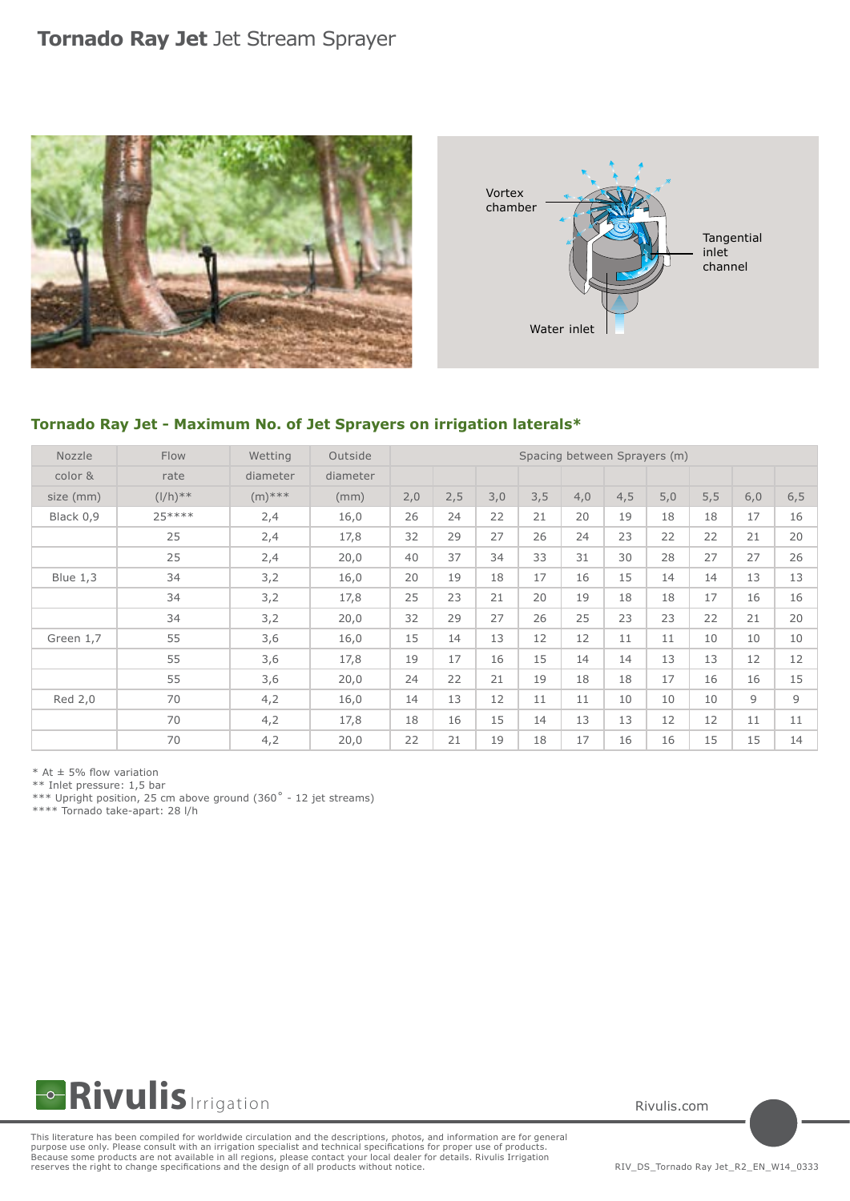# **Tornado Ray Jet** Jet Stream Sprayer

Vortex chamber

Tangential inlet channel

Water inlet

## Tornado Ray Jet - Maximum No. of Jet Sprayers on irrigation laterals*

| Nozzle color & size (mm) | Flow rate (l/h)** | Wetting diameter (m)*** | Outside diameter (mm) | Spacing between Sprayers (m) | | | | | | | | | |
|---|---|---|---|---|---|---|---|---|---|---|---|---|---|
| | | | | 2,0 | 2,5 | 3,0 | 3,5 | 4,0 | 4,5 | 5,0 | 5,5 | 6,0 | 6,5 |
| Black 0,9 | 25**** | 2,4 | 16,0 | 26 | 24 | 22 | 21 | 20 | 19 | 18 | 18 | 17 | 16 |
| | 25 | 2,4 | 17,8 | 32 | 29 | 27 | 26 | 24 | 23 | 22 | 22 | 21 | 20 |
| | 25 | 2,4 | 20,0 | 40 | 37 | 34 | 33 | 31 | 30 | 28 | 27 | 27 | 26 |
| Blue 1,3 | 34 | 3,2 | 16,0 | 20 | 19 | 18 | 17 | 16 | 15 | 14 | 14 | 13 | 13 |
| | 34 | 3,2 | 17,8 | 25 | 23 | 21 | 20 | 19 | 18 | 18 | 17 | 16 | 16 |
| | 34 | 3,2 | 20,0 | 32 | 29 | 27 | 26 | 25 | 23 | 23 | 22 | 21 | 20 |
| Green 1,7 | 55 | 3,6 | 16,0 | 15 | 14 | 13 | 12 | 12 | 11 | 11 | 10 | 10 | 10 |
| | 55 | 3,6 | 17,8 | 19 | 17 | 16 | 15 | 14 | 14 | 13 | 13 | 12 | 12 |
| | 55 | 3,6 | 20,0 | 24 | 22 | 21 | 19 | 18 | 18 | 17 | 16 | 16 | 15 |
| Red 2,0 | 70 | 4,2 | 16,0 | 14 | 13 | 12 | 11 | 11 | 10 | 10 | 10 | 9 | 9 |
| | 70 | 4,2 | 17,8 | 18 | 16 | 15 | 14 | 13 | 13 | 12 | 12 | 11 | 11 |
| | 70 | 4,2 | 20,0 | 22 | 21 | 19 | 18 | 17 | 16 | 16 | 15 | 15 | 14 |

* At ± 5% flow variation
** Inlet pressure: 1,5 bar
*** Upright position, 25 cm above ground (360˚ - 12 jet streams)
**** Tornado take-apart: 28 l/h

Rivulis Irrigation

Rivulis.com

This literature has been compiled for worldwide circulation and the descriptions, photos, and information are for general purpose use only. Please consult with an irrigation specialist and technical specifications for proper use of products. Because some products are not available in all regions, please contact your local dealer for details. Rivulis Irrigation reserves the right to change specifications and the design of all products without notice.

RIV_DS_Tornado Ray Jet_R2_EN_W14_0333